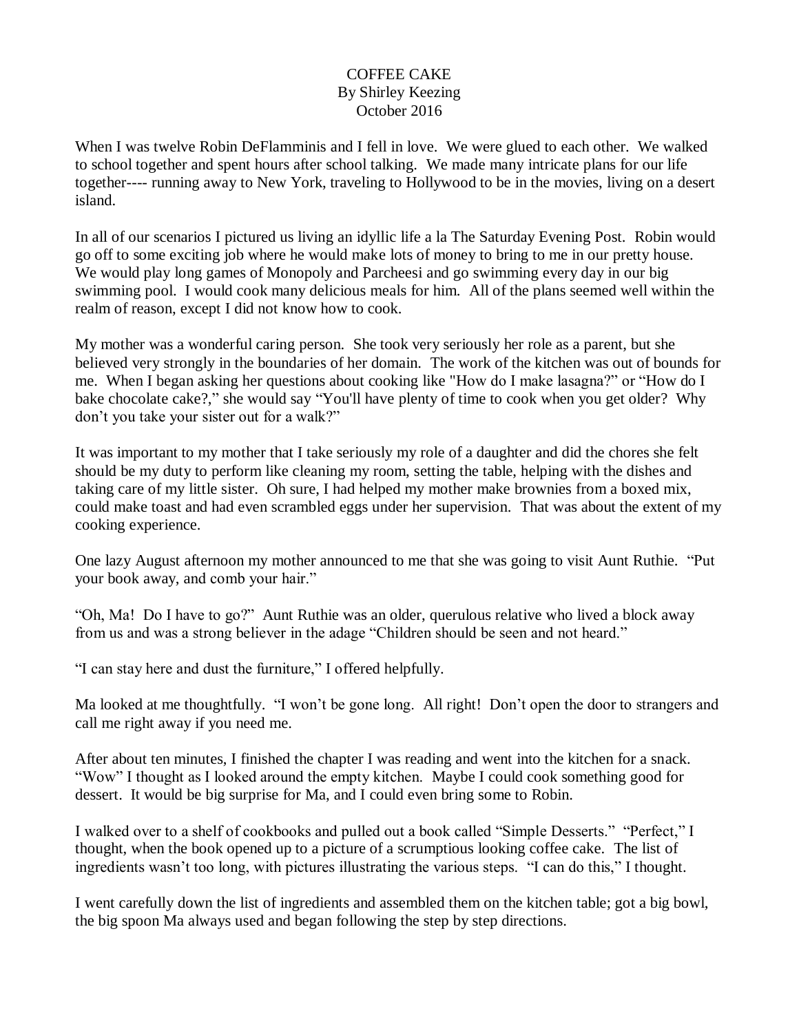# COFFEE CAKE

By Shirley Keezing

October 2016

When I was twelve Robin DeFlamminis and I fell in love. We were glued to each other. We walked to school together and spent hours after school talking. We made many intricate plans for our life together---- running away to New York, traveling to Hollywood to be in the movies, living on a desert island.

In all of our scenarios I pictured us living an idyllic life a la The Saturday Evening Post. Robin would go off to some exciting job where he would make lots of money to bring to me in our pretty house. We would play long games of Monopoly and Parcheesi and go swimming every day in our big swimming pool. I would cook many delicious meals for him. All of the plans seemed well within the realm of reason, except I did not know how to cook.

My mother was a wonderful caring person. She took very seriously her role as a parent, but she believed very strongly in the boundaries of her domain. The work of the kitchen was out of bounds for me. When I began asking her questions about cooking like "How do I make lasagna?" or "How do I bake chocolate cake?," she would say "You'll have plenty of time to cook when you get older? Why don't you take your sister out for a walk?"

It was important to my mother that I take seriously my role of a daughter and did the chores she felt should be my duty to perform like cleaning my room, setting the table, helping with the dishes and taking care of my little sister. Oh sure, I had helped my mother make brownies from a boxed mix, could make toast and had even scrambled eggs under her supervision. That was about the extent of my cooking experience.

One lazy August afternoon my mother announced to me that she was going to visit Aunt Ruthie. "Put your book away, and comb your hair."

"Oh, Ma! Do I have to go?" Aunt Ruthie was an older, querulous relative who lived a block away from us and was a strong believer in the adage "Children should be seen and not heard."

"I can stay here and dust the furniture," I offered helpfully.

Ma looked at me thoughtfully. "I won't be gone long. All right! Don't open the door to strangers and call me right away if you need me.

After about ten minutes, I finished the chapter I was reading and went into the kitchen for a snack. "Wow" I thought as I looked around the empty kitchen. Maybe I could cook something good for dessert. It would be big surprise for Ma, and I could even bring some to Robin.

I walked over to a shelf of cookbooks and pulled out a book called "Simple Desserts." "Perfect," I thought, when the book opened up to a picture of a scrumptious looking coffee cake. The list of ingredients wasn't too long, with pictures illustrating the various steps. "I can do this," I thought.

I went carefully down the list of ingredients and assembled them on the kitchen table; got a big bowl, the big spoon Ma always used and began following the step by step directions.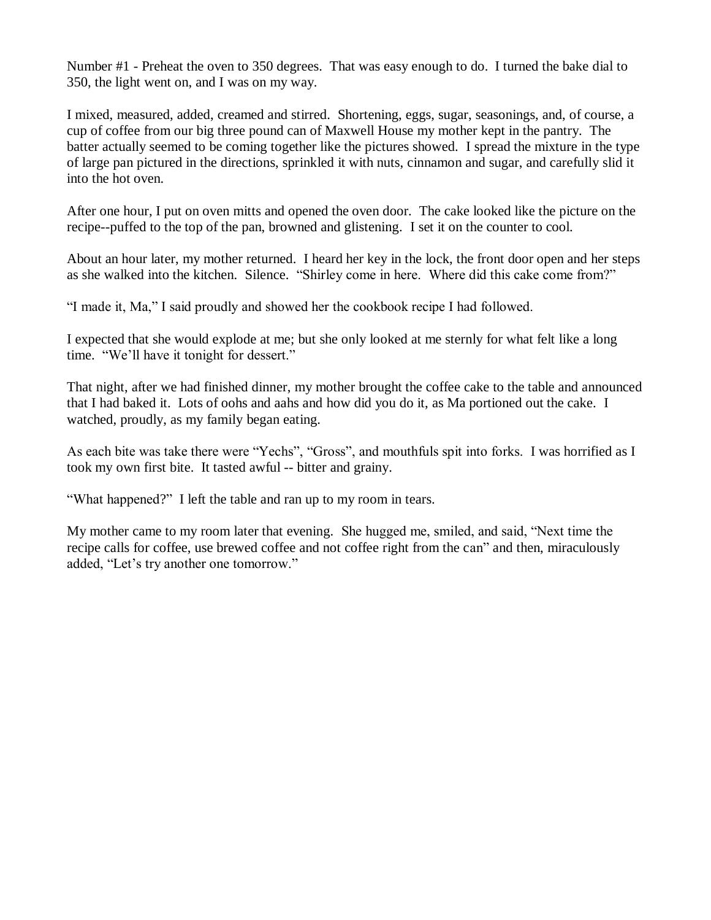Number #1 - Preheat the oven to 350 degrees. That was easy enough to do. I turned the bake dial to 350, the light went on, and I was on my way.

I mixed, measured, added, creamed and stirred. Shortening, eggs, sugar, seasonings, and, of course, a cup of coffee from our big three pound can of Maxwell House my mother kept in the pantry. The batter actually seemed to be coming together like the pictures showed. I spread the mixture in the type of large pan pictured in the directions, sprinkled it with nuts, cinnamon and sugar, and carefully slid it into the hot oven.

After one hour, I put on oven mitts and opened the oven door. The cake looked like the picture on the recipe--puffed to the top of the pan, browned and glistening. I set it on the counter to cool.

About an hour later, my mother returned. I heard her key in the lock, the front door open and her steps as she walked into the kitchen. Silence. "Shirley come in here. Where did this cake come from?"

"I made it, Ma," I said proudly and showed her the cookbook recipe I had followed.

I expected that she would explode at me; but she only looked at me sternly for what felt like a long time. "We'll have it tonight for dessert."

That night, after we had finished dinner, my mother brought the coffee cake to the table and announced that I had baked it. Lots of oohs and aahs and how did you do it, as Ma portioned out the cake. I watched, proudly, as my family began eating.

As each bite was take there were "Yechs", "Gross", and mouthfuls spit into forks. I was horrified as I took my own first bite. It tasted awful -- bitter and grainy.

"What happened?" I left the table and ran up to my room in tears.

My mother came to my room later that evening. She hugged me, smiled, and said, "Next time the recipe calls for coffee, use brewed coffee and not coffee right from the can" and then, miraculously added, "Let's try another one tomorrow."